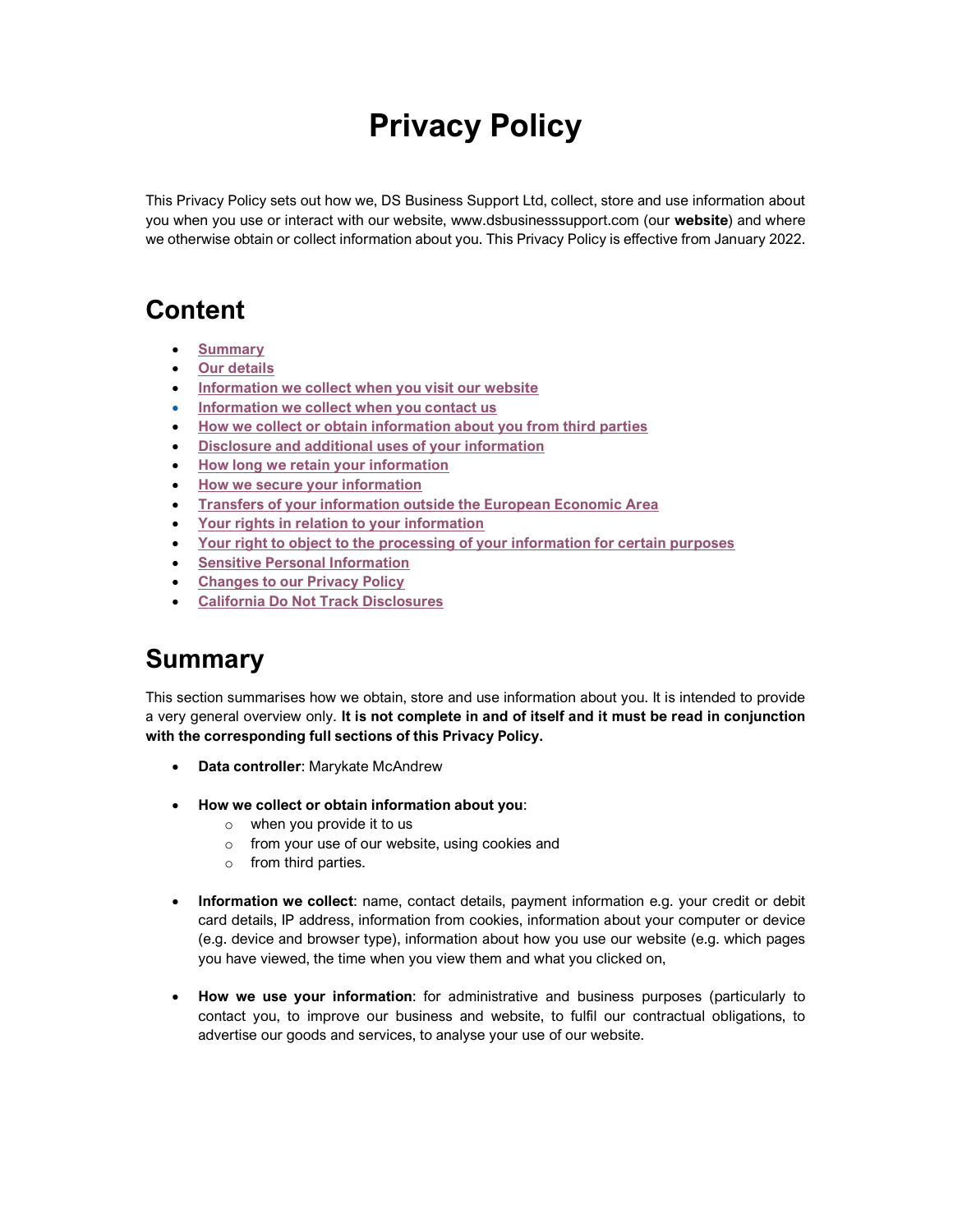# Privacy Policy

This Privacy Policy sets out how we, DS Business Support Ltd, collect, store and use information about you when you use or interact with our website, www.dsbusinesssupport.com (our **website**) and where we otherwise obtain or collect information about you. This Privacy Policy is effective from January 2022.

## Content

- **Summary**
- **Our details**
- **Information we collect when you visit our website**
- **Information we collect when you contact us**
- **How we collect or obtain information about you from third parties**
- **Disclosure and additional uses of your information**
- **How long we retain your information**
- **How we secure your information**
- **Transfers of your information outside the European Economic Area**
- **Your rights in relation to your information**
- **Your right to object to the processing of your information for certain purposes**
- **Sensitive Personal Information**
- **Changes to our Privacy Policy**
- **California Do Not Track Disclosures**

## Summary

This section summarises how we obtain, store and use information about you. It is intended to provide a very general overview only. **It is not complete in and of itself and it must be read in conjunction with the corresponding full sections of this Privacy Policy.**

- **Data controller**: Marykate McAndrew

- **How we collect or obtain information about you**:
    - when you provide it to us
    - from your use of our website, using cookies and
    - from third parties.

- **Information we collect**: name, contact details, payment information e.g. your credit or debit card details, IP address, information from cookies, information about your computer or device (e.g. device and browser type), information about how you use our website (e.g. which pages you have viewed, the time when you view them and what you clicked on,

- **How we use your information**: for administrative and business purposes (particularly to contact you, to improve our business and website, to fulfil our contractual obligations, to advertise our goods and services, to analyse your use of our website.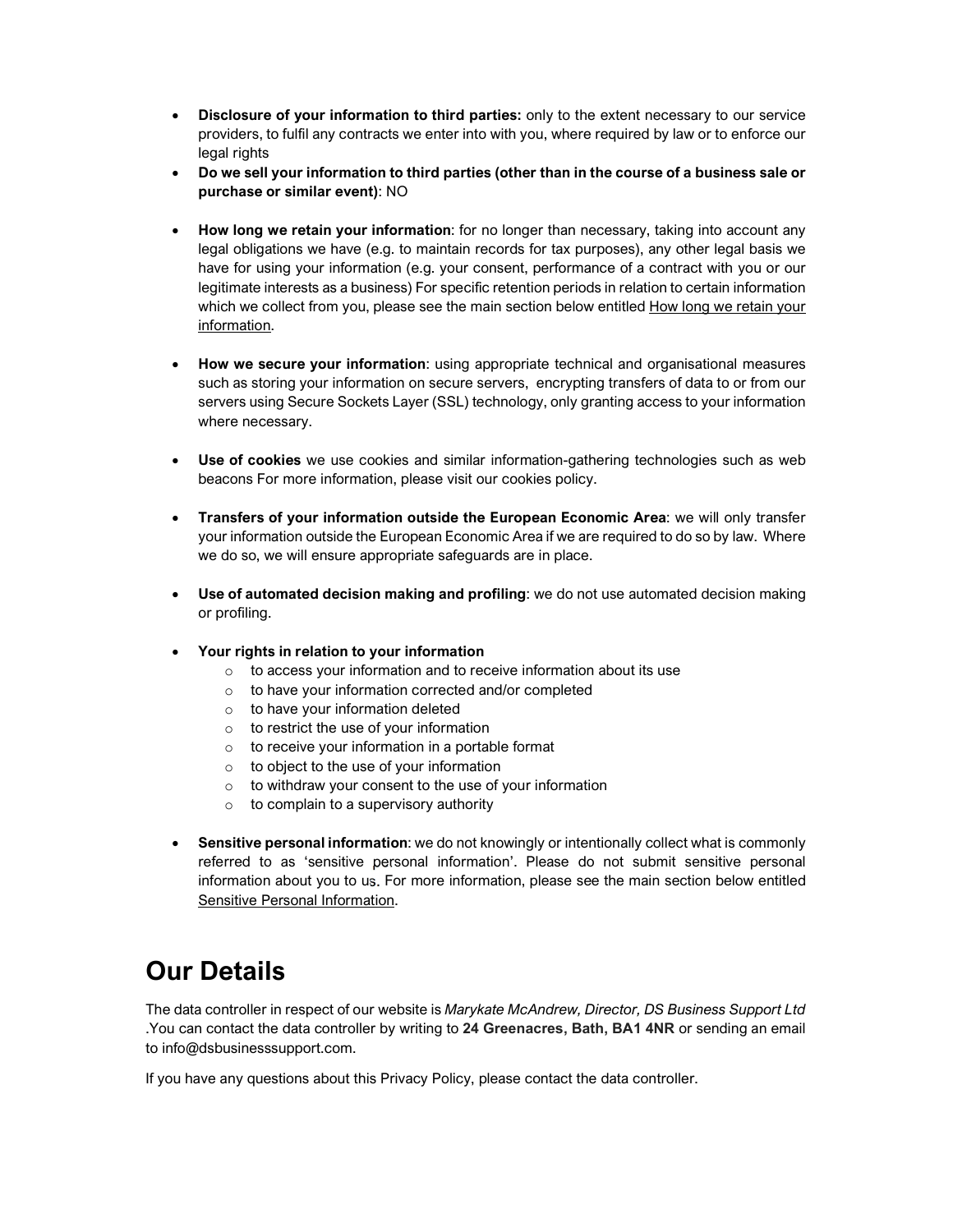- **Disclosure of your information to third parties:** only to the extent necessary to our service providers, to fulfil any contracts we enter into with you, where required by law or to enforce our legal rights
- **Do we sell your information to third parties (other than in the course of a business sale or purchase or similar event)**: NO

- **How long we retain your information**: for no longer than necessary, taking into account any legal obligations we have (e.g. to maintain records for tax purposes), any other legal basis we have for using your information (e.g. your consent, performance of a contract with you or our legitimate interests as a business) For specific retention periods in relation to certain information which we collect from you, please see the main section below entitled How long we retain your information.

- **How we secure your information**: using appropriate technical and organisational measures such as storing your information on secure servers, encrypting transfers of data to or from our servers using Secure Sockets Layer (SSL) technology, only granting access to your information where necessary.

- **Use of cookies** we use cookies and similar information-gathering technologies such as web beacons For more information, please visit our cookies policy.

- **Transfers of your information outside the European Economic Area**: we will only transfer your information outside the European Economic Area if we are required to do so by law. Where we do so, we will ensure appropriate safeguards are in place.

- **Use of automated decision making and profiling**: we do not use automated decision making or profiling.

- **Your rights in relation to your information**
  - to access your information and to receive information about its use
  - to have your information corrected and/or completed
  - to have your information deleted
  - to restrict the use of your information
  - to receive your information in a portable format
  - to object to the use of your information
  - to withdraw your consent to the use of your information
  - to complain to a supervisory authority

- **Sensitive personal information**: we do not knowingly or intentionally collect what is commonly referred to as 'sensitive personal information'. Please do not submit sensitive personal information about you to us. For more information, please see the main section below entitled Sensitive Personal Information.

# Our Details

The data controller in respect of our website is *Marykate McAndrew, Director, DS Business Support Ltd* .You can contact the data controller by writing to **24 Greenacres, Bath, BA1 4NR** or sending an email to info@dsbusinesssupport.com.

If you have any questions about this Privacy Policy, please contact the data controller.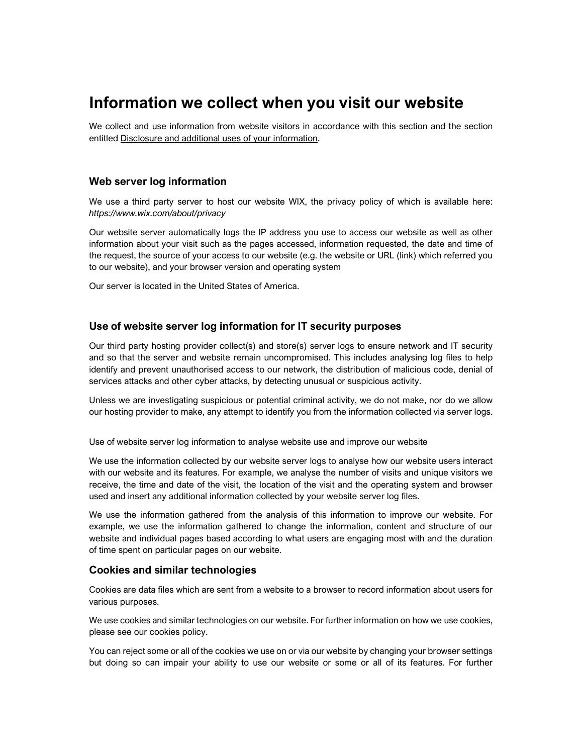# Information we collect when you visit our website

We collect and use information from website visitors in accordance with this section and the section entitled Disclosure and additional uses of your information.

### Web server log information

We use a third party server to host our website WIX, the privacy policy of which is available here: *https://www.wix.com/about/privacy*

Our website server automatically logs the IP address you use to access our website as well as other information about your visit such as the pages accessed, information requested, the date and time of the request, the source of your access to our website (e.g. the website or URL (link) which referred you to our website), and your browser version and operating system

Our server is located in the United States of America.

### Use of website server log information for IT security purposes

Our third party hosting provider collect(s) and store(s) server logs to ensure network and IT security and so that the server and website remain uncompromised. This includes analysing log files to help identify and prevent unauthorised access to our network, the distribution of malicious code, denial of services attacks and other cyber attacks, by detecting unusual or suspicious activity.

Unless we are investigating suspicious or potential criminal activity, we do not make, nor do we allow our hosting provider to make, any attempt to identify you from the information collected via server logs.

Use of website server log information to analyse website use and improve our website

We use the information collected by our website server logs to analyse how our website users interact with our website and its features. For example, we analyse the number of visits and unique visitors we receive, the time and date of the visit, the location of the visit and the operating system and browser used and insert any additional information collected by your website server log files.

We use the information gathered from the analysis of this information to improve our website. For example, we use the information gathered to change the information, content and structure of our website and individual pages based according to what users are engaging most with and the duration of time spent on particular pages on our website.

### Cookies and similar technologies

Cookies are data files which are sent from a website to a browser to record information about users for various purposes.

We use cookies and similar technologies on our website. For further information on how we use cookies, please see our cookies policy.

You can reject some or all of the cookies we use on or via our website by changing your browser settings but doing so can impair your ability to use our website or some or all of its features. For further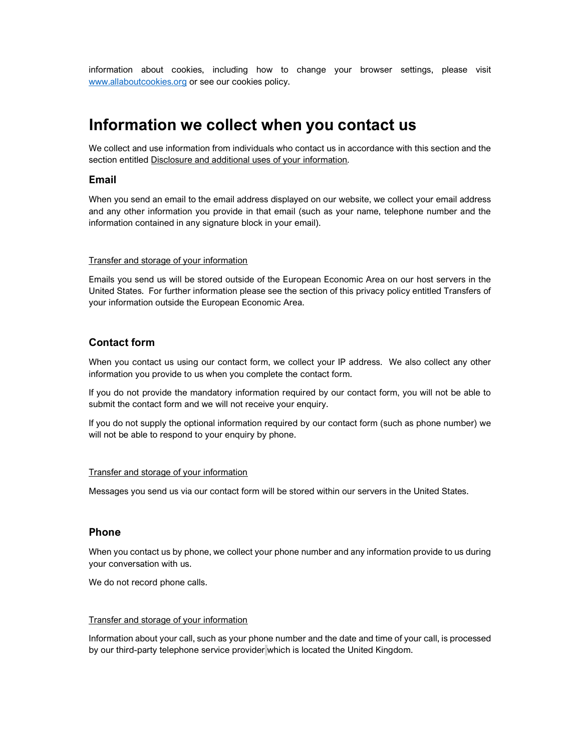information about cookies, including how to change your browser settings, please visit www.allaboutcookies.org or see our cookies policy.

# Information we collect when you contact us

We collect and use information from individuals who contact us in accordance with this section and the section entitled Disclosure and additional uses of your information.

### Email

When you send an email to the email address displayed on our website, we collect your email address and any other information you provide in that email (such as your name, telephone number and the information contained in any signature block in your email).

Transfer and storage of your information

Emails you send us will be stored outside of the European Economic Area on our host servers in the United States. For further information please see the section of this privacy policy entitled Transfers of your information outside the European Economic Area.

### Contact form

When you contact us using our contact form, we collect your IP address. We also collect any other information you provide to us when you complete the contact form.

If you do not provide the mandatory information required by our contact form, you will not be able to submit the contact form and we will not receive your enquiry.

If you do not supply the optional information required by our contact form (such as phone number) we will not be able to respond to your enquiry by phone.

Transfer and storage of your information

Messages you send us via our contact form will be stored within our servers in the United States.

### Phone

When you contact us by phone, we collect your phone number and any information provide to us during your conversation with us.

We do not record phone calls.

Transfer and storage of your information

Information about your call, such as your phone number and the date and time of your call, is processed by our third-party telephone service provider which is located the United Kingdom.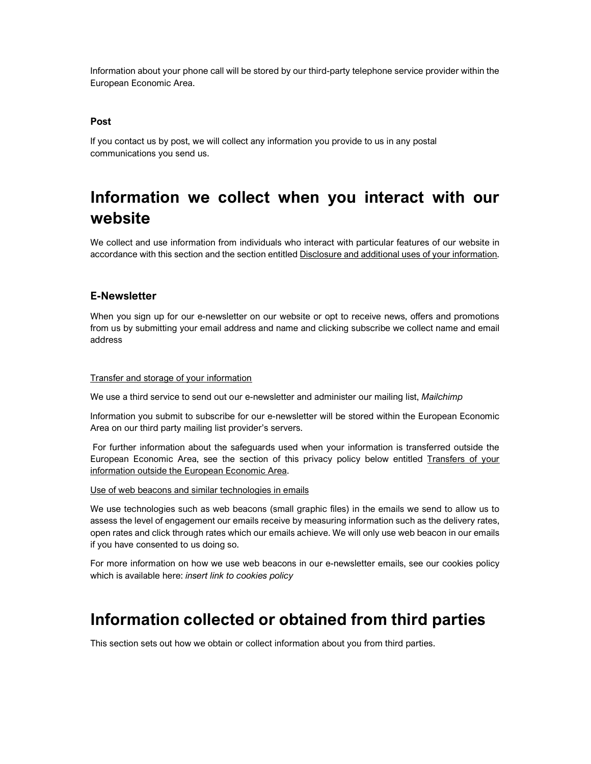Information about your phone call will be stored by our third-party telephone service provider within the European Economic Area.

### Post

If you contact us by post, we will collect any information you provide to us in any postal communications you send us.

# Information we collect when you interact with our website

We collect and use information from individuals who interact with particular features of our website in accordance with this section and the section entitled Disclosure and additional uses of your information.

## E-Newsletter

When you sign up for our e-newsletter on our website or opt to receive news, offers and promotions from us by submitting your email address and name and clicking subscribe we collect name and email address

Transfer and storage of your information

We use a third service to send out our e-newsletter and administer our mailing list, *Mailchimp*

Information you submit to subscribe for our e-newsletter will be stored within the European Economic Area on our third party mailing list provider's servers.

For further information about the safeguards used when your information is transferred outside the European Economic Area, see the section of this privacy policy below entitled Transfers of your information outside the European Economic Area.

Use of web beacons and similar technologies in emails

We use technologies such as web beacons (small graphic files) in the emails we send to allow us to assess the level of engagement our emails receive by measuring information such as the delivery rates, open rates and click through rates which our emails achieve. We will only use web beacon in our emails if you have consented to us doing so.

For more information on how we use web beacons in our e-newsletter emails, see our cookies policy which is available here: *insert link to cookies policy*

# Information collected or obtained from third parties

This section sets out how we obtain or collect information about you from third parties.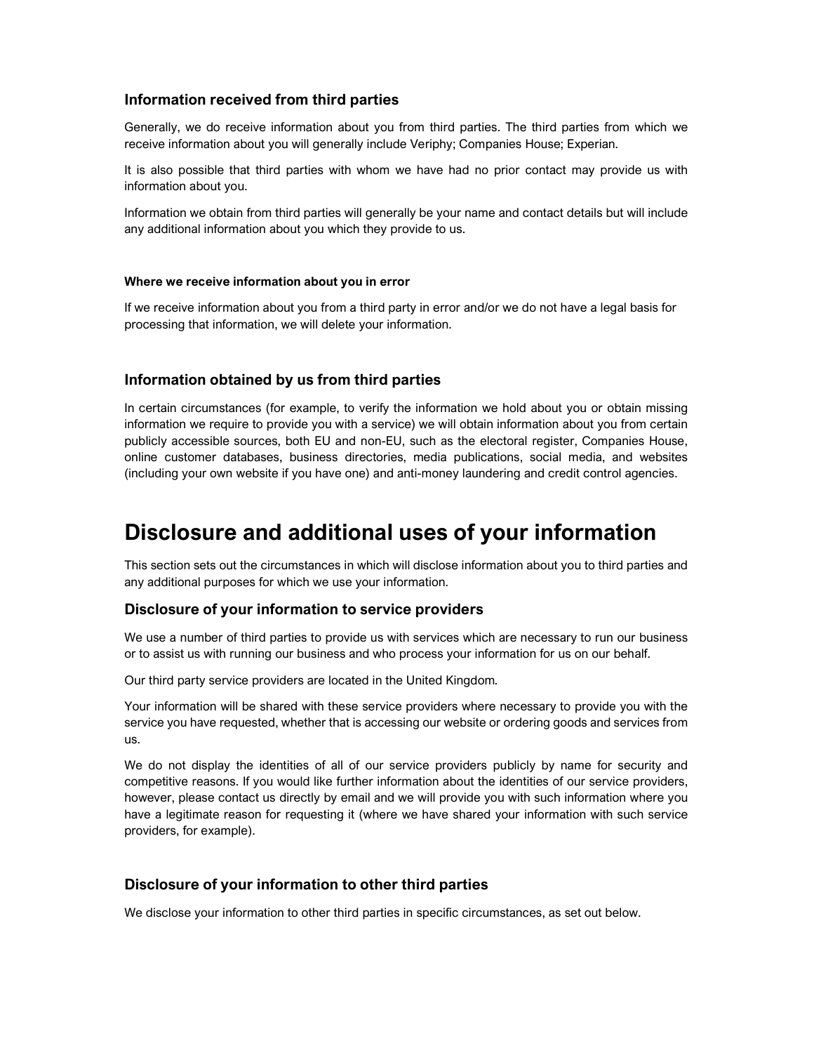### Information received from third parties

Generally, we do receive information about you from third parties. The third parties from which we receive information about you will generally include Veriphy; Companies House; Experian.

It is also possible that third parties with whom we have had no prior contact may provide us with information about you.

Information we obtain from third parties will generally be your name and contact details but will include any additional information about you which they provide to us.

#### Where we receive information about you in error

If we receive information about you from a third party in error and/or we do not have a legal basis for processing that information, we will delete your information.

### Information obtained by us from third parties

In certain circumstances (for example, to verify the information we hold about you or obtain missing information we require to provide you with a service) we will obtain information about you from certain publicly accessible sources, both EU and non-EU, such as the electoral register, Companies House, online customer databases, business directories, media publications, social media, and websites (including your own website if you have one) and anti-money laundering and credit control agencies.

# Disclosure and additional uses of your information

This section sets out the circumstances in which will disclose information about you to third parties and any additional purposes for which we use your information.

### Disclosure of your information to service providers

We use a number of third parties to provide us with services which are necessary to run our business or to assist us with running our business and who process your information for us on our behalf.

Our third party service providers are located in the United Kingdom.

Your information will be shared with these service providers where necessary to provide you with the service you have requested, whether that is accessing our website or ordering goods and services from us.

We do not display the identities of all of our service providers publicly by name for security and competitive reasons. If you would like further information about the identities of our service providers, however, please contact us directly by email and we will provide you with such information where you have a legitimate reason for requesting it (where we have shared your information with such service providers, for example).

### Disclosure of your information to other third parties

We disclose your information to other third parties in specific circumstances, as set out below.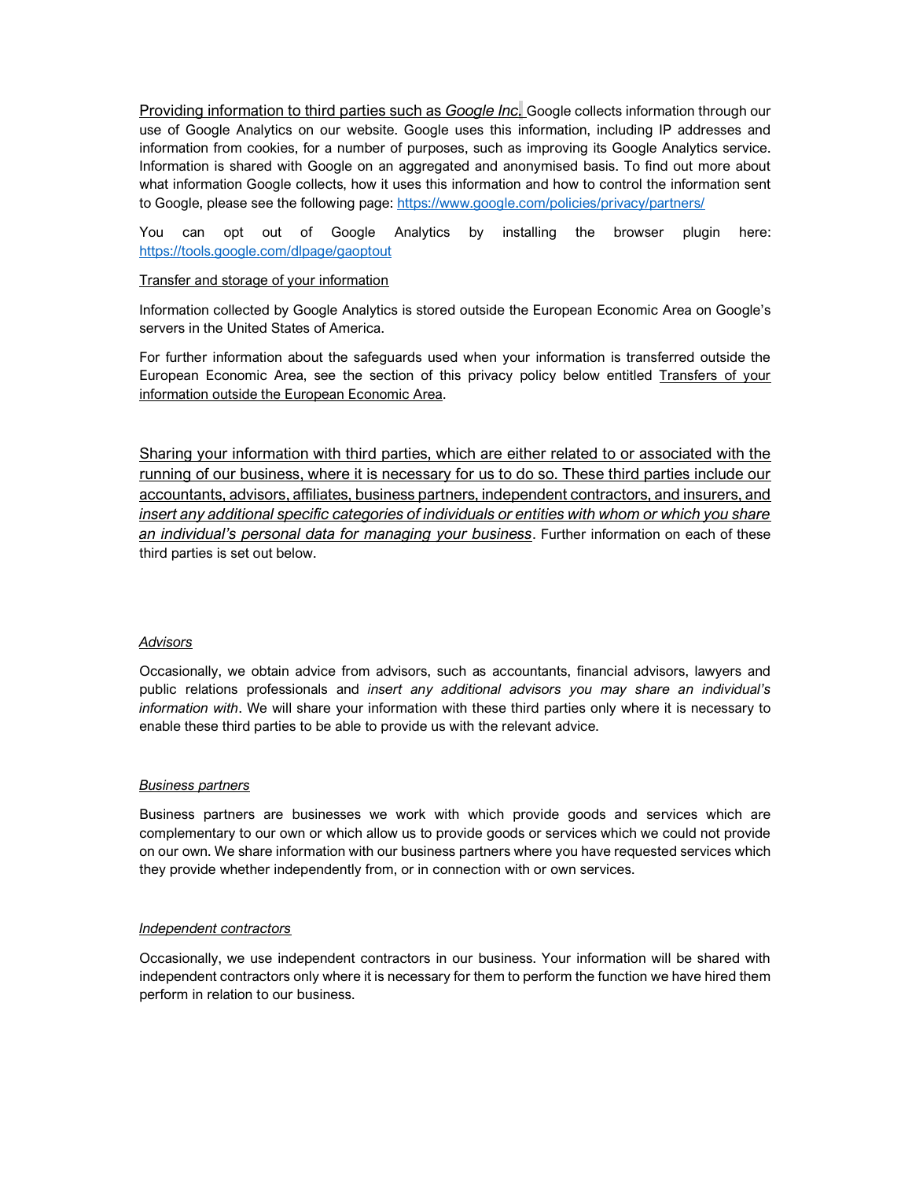<u>Providing information to third parties such as *Google Inc.*</u> Google collects information through our use of Google Analytics on our website. Google uses this information, including IP addresses and information from cookies, for a number of purposes, such as improving its Google Analytics service. Information is shared with Google on an aggregated and anonymised basis. To find out more about what information Google collects, how it uses this information and how to control the information sent to Google, please see the following page: https://www.google.com/policies/privacy/partners/

You can opt out of Google Analytics by installing the browser plugin here: https://tools.google.com/dlpage/gaoptout

<u>Transfer and storage of your information</u>

Information collected by Google Analytics is stored outside the European Economic Area on Google's servers in the United States of America.

For further information about the safeguards used when your information is transferred outside the European Economic Area, see the section of this privacy policy below entitled <u>Transfers of your information outside the European Economic Area</u>.

<u>Sharing your information with third parties, which are either related to or associated with the running of our business, where it is necessary for us to do so. These third parties include our accountants, advisors, affiliates, business partners, independent contractors, and insurers, and *insert any additional specific categories of individuals or entities with whom or which you share an individual's personal data for managing your business*</u>. Further information on each of these third parties is set out below.

<u>*Advisors*</u>

Occasionally, we obtain advice from advisors, such as accountants, financial advisors, lawyers and public relations professionals and *insert any additional advisors you may share an individual's information with*. We will share your information with these third parties only where it is necessary to enable these third parties to be able to provide us with the relevant advice.

<u>*Business partners*</u>

Business partners are businesses we work with which provide goods and services which are complementary to our own or which allow us to provide goods or services which we could not provide on our own. We share information with our business partners where you have requested services which they provide whether independently from, or in connection with or own services.

<u>*Independent contractors*</u>

Occasionally, we use independent contractors in our business. Your information will be shared with independent contractors only where it is necessary for them to perform the function we have hired them perform in relation to our business.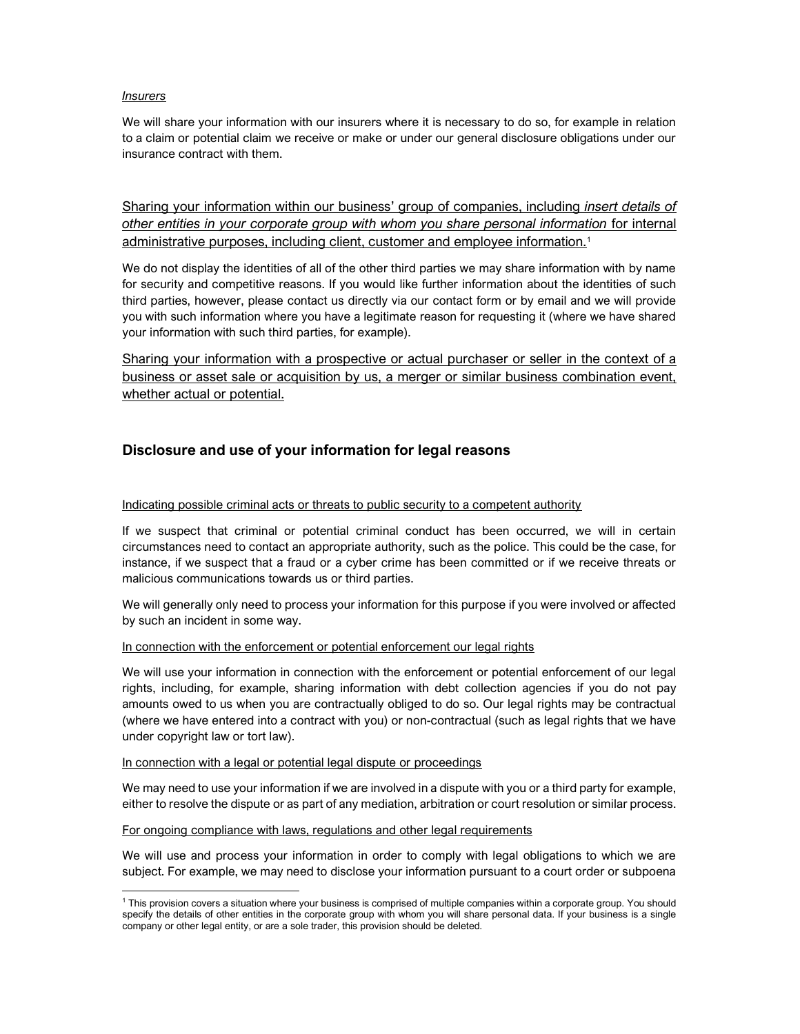*Insurers*

We will share your information with our insurers where it is necessary to do so, for example in relation to a claim or potential claim we receive or make or under our general disclosure obligations under our insurance contract with them.

<u>Sharing your information within our business' group of companies, including *insert details of other entities in your corporate group with whom you share personal information* for internal administrative purposes, including client, customer and employee information.</u>[1]

We do not display the identities of all of the other third parties we may share information with by name for security and competitive reasons. If you would like further information about the identities of such third parties, however, please contact us directly via our contact form or by email and we will provide you with such information where you have a legitimate reason for requesting it (where we have shared your information with such third parties, for example).

<u>Sharing your information with a prospective or actual purchaser or seller in the context of a business or asset sale or acquisition by us, a merger or similar business combination event, whether actual or potential.</u>

## Disclosure and use of your information for legal reasons

<u>Indicating possible criminal acts or threats to public security to a competent authority</u>

If we suspect that criminal or potential criminal conduct has been occurred, we will in certain circumstances need to contact an appropriate authority, such as the police. This could be the case, for instance, if we suspect that a fraud or a cyber crime has been committed or if we receive threats or malicious communications towards us or third parties.

We will generally only need to process your information for this purpose if you were involved or affected by such an incident in some way.

<u>In connection with the enforcement or potential enforcement our legal rights</u>

We will use your information in connection with the enforcement or potential enforcement of our legal rights, including, for example, sharing information with debt collection agencies if you do not pay amounts owed to us when you are contractually obliged to do so. Our legal rights may be contractual (where we have entered into a contract with you) or non-contractual (such as legal rights that we have under copyright law or tort law).

<u>In connection with a legal or potential legal dispute or proceedings</u>

We may need to use your information if we are involved in a dispute with you or a third party for example, either to resolve the dispute or as part of any mediation, arbitration or court resolution or similar process.

<u>For ongoing compliance with laws, regulations and other legal requirements</u>

We will use and process your information in order to comply with legal obligations to which we are subject. For example, we may need to disclose your information pursuant to a court order or subpoena

[1] This provision covers a situation where your business is comprised of multiple companies within a corporate group. You should specify the details of other entities in the corporate group with whom you will share personal data. If your business is a single company or other legal entity, or are a sole trader, this provision should be deleted.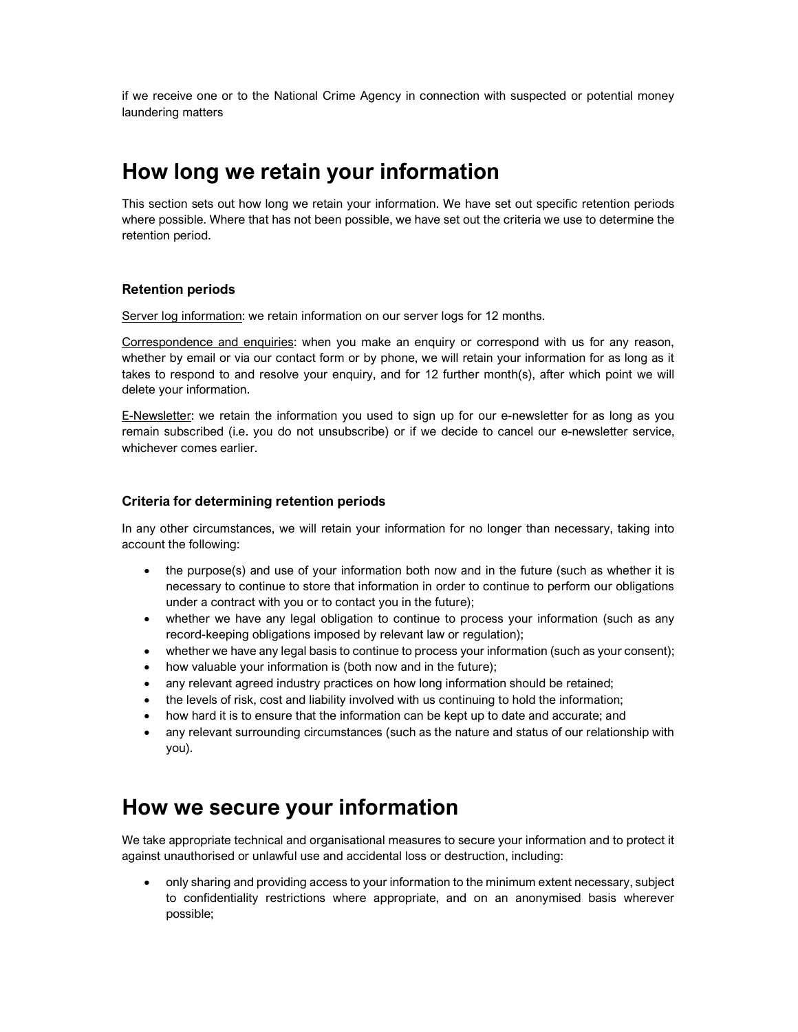if we receive one or to the National Crime Agency in connection with suspected or potential money laundering matters

# How long we retain your information

This section sets out how long we retain your information. We have set out specific retention periods where possible. Where that has not been possible, we have set out the criteria we use to determine the retention period.

### Retention periods

<u>Server log information</u>: we retain information on our server logs for 12 months.

<u>Correspondence and enquiries</u>: when you make an enquiry or correspond with us for any reason, whether by email or via our contact form or by phone, we will retain your information for as long as it takes to respond to and resolve your enquiry, and for 12 further month(s), after which point we will delete your information.

<u>E-Newsletter</u>: we retain the information you used to sign up for our e-newsletter for as long as you remain subscribed (i.e. you do not unsubscribe) or if we decide to cancel our e-newsletter service, whichever comes earlier.

### Criteria for determining retention periods

In any other circumstances, we will retain your information for no longer than necessary, taking into account the following:

- the purpose(s) and use of your information both now and in the future (such as whether it is necessary to continue to store that information in order to continue to perform our obligations under a contract with you or to contact you in the future);
- whether we have any legal obligation to continue to process your information (such as any record-keeping obligations imposed by relevant law or regulation);
- whether we have any legal basis to continue to process your information (such as your consent);
- how valuable your information is (both now and in the future);
- any relevant agreed industry practices on how long information should be retained;
- the levels of risk, cost and liability involved with us continuing to hold the information;
- how hard it is to ensure that the information can be kept up to date and accurate; and
- any relevant surrounding circumstances (such as the nature and status of our relationship with you).

# How we secure your information

We take appropriate technical and organisational measures to secure your information and to protect it against unauthorised or unlawful use and accidental loss or destruction, including:

- only sharing and providing access to your information to the minimum extent necessary, subject to confidentiality restrictions where appropriate, and on an anonymised basis wherever possible;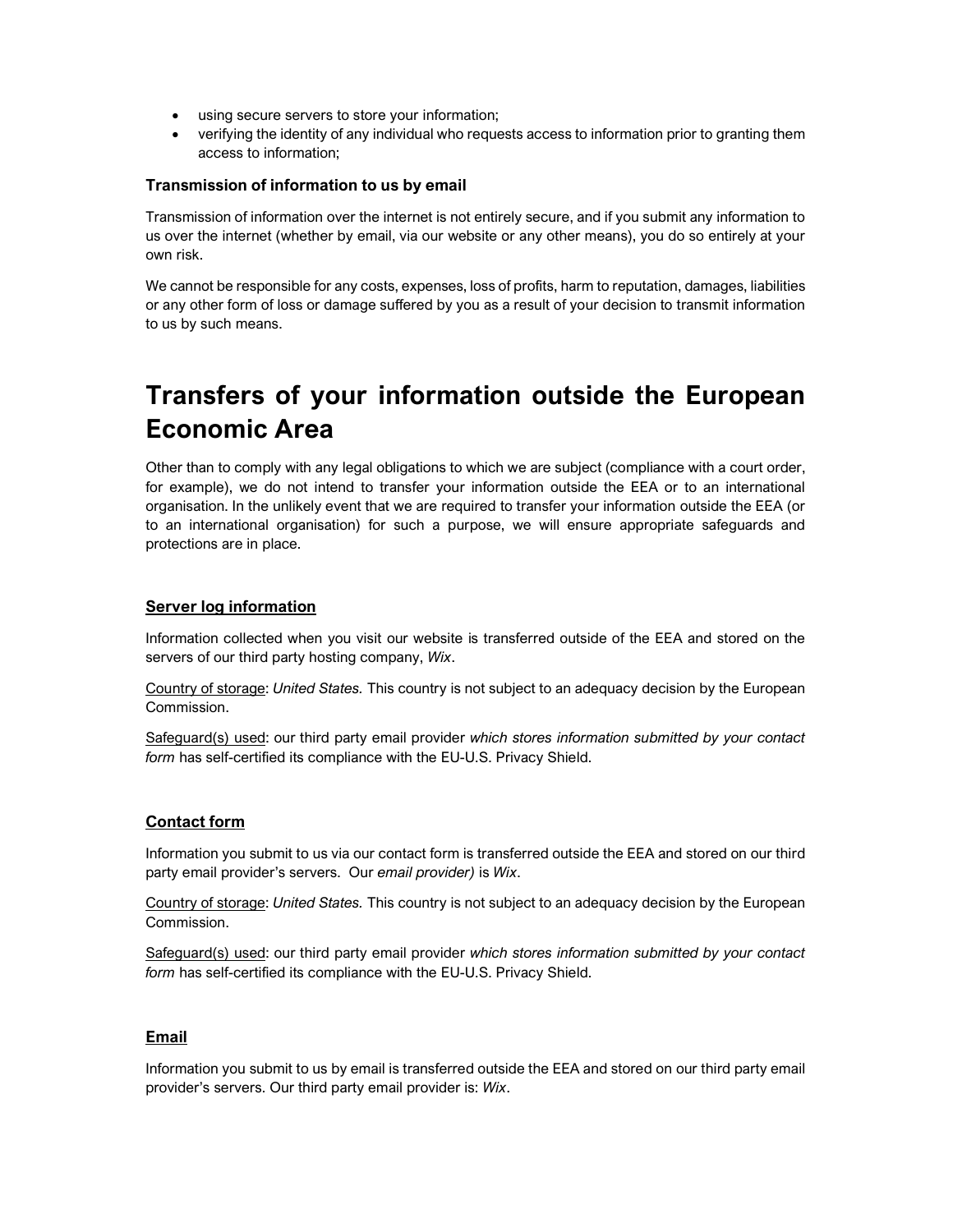- using secure servers to store your information;
- verifying the identity of any individual who requests access to information prior to granting them access to information;

### Transmission of information to us by email

Transmission of information over the internet is not entirely secure, and if you submit any information to us over the internet (whether by email, via our website or any other means), you do so entirely at your own risk.

We cannot be responsible for any costs, expenses, loss of profits, harm to reputation, damages, liabilities or any other form of loss or damage suffered by you as a result of your decision to transmit information to us by such means.

# Transfers of your information outside the European Economic Area

Other than to comply with any legal obligations to which we are subject (compliance with a court order, for example), we do not intend to transfer your information outside the EEA or to an international organisation. In the unlikely event that we are required to transfer your information outside the EEA (or to an international organisation) for such a purpose, we will ensure appropriate safeguards and protections are in place.

### Server log information

Information collected when you visit our website is transferred outside of the EEA and stored on the servers of our third party hosting company, *Wix*.

Country of storage: *United States.* This country is not subject to an adequacy decision by the European Commission.

Safeguard(s) used: our third party email provider *which stores information submitted by your contact form* has self-certified its compliance with the EU-U.S. Privacy Shield.

### Contact form

Information you submit to us via our contact form is transferred outside the EEA and stored on our third party email provider's servers. Our *email provider)* is *Wix*.

Country of storage: *United States.* This country is not subject to an adequacy decision by the European Commission.

Safeguard(s) used: our third party email provider *which stores information submitted by your contact form* has self-certified its compliance with the EU-U.S. Privacy Shield.

### Email

Information you submit to us by email is transferred outside the EEA and stored on our third party email provider's servers. Our third party email provider is: *Wix*.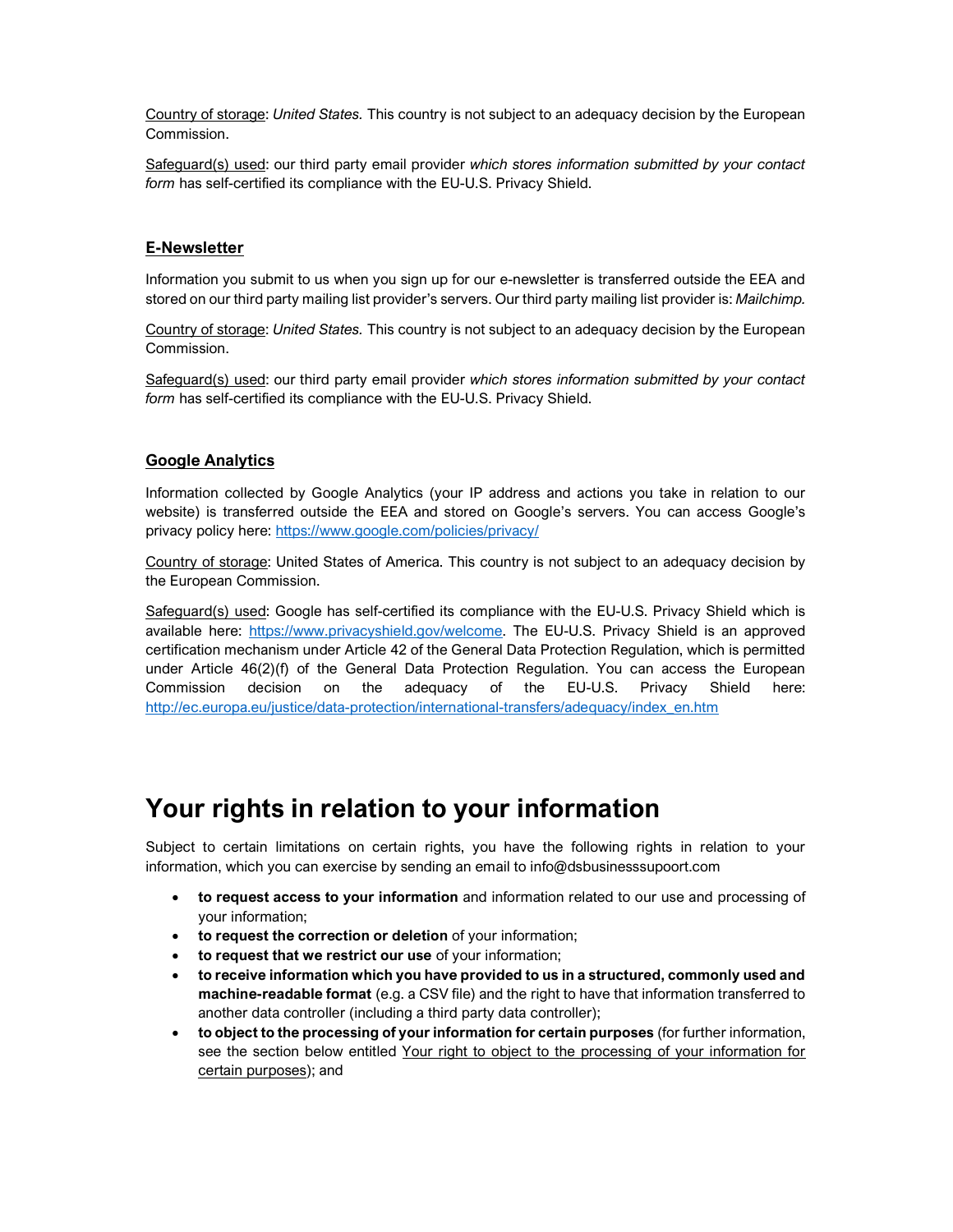Country of storage: *United States.* This country is not subject to an adequacy decision by the European Commission.

Safeguard(s) used: our third party email provider *which stores information submitted by your contact form* has self-certified its compliance with the EU-U.S. Privacy Shield.

### E-Newsletter

Information you submit to us when you sign up for our e-newsletter is transferred outside the EEA and stored on our third party mailing list provider's servers. Our third party mailing list provider is: *Mailchimp.*

Country of storage: *United States.* This country is not subject to an adequacy decision by the European Commission.

Safeguard(s) used: our third party email provider *which stores information submitted by your contact form* has self-certified its compliance with the EU-U.S. Privacy Shield.

### Google Analytics

Information collected by Google Analytics (your IP address and actions you take in relation to our website) is transferred outside the EEA and stored on Google's servers. You can access Google's privacy policy here: https://www.google.com/policies/privacy/

Country of storage: United States of America. This country is not subject to an adequacy decision by the European Commission.

Safeguard(s) used: Google has self-certified its compliance with the EU-U.S. Privacy Shield which is available here: https://www.privacyshield.gov/welcome. The EU-U.S. Privacy Shield is an approved certification mechanism under Article 42 of the General Data Protection Regulation, which is permitted under Article 46(2)(f) of the General Data Protection Regulation. You can access the European Commission decision on the adequacy of the EU-U.S. Privacy Shield here: http://ec.europa.eu/justice/data-protection/international-transfers/adequacy/index_en.htm

# Your rights in relation to your information

Subject to certain limitations on certain rights, you have the following rights in relation to your information, which you can exercise by sending an email to info@dsbusinesssupoort.com

- **to request access to your information** and information related to our use and processing of your information;
- **to request the correction or deletion** of your information;
- **to request that we restrict our use** of your information;
- **to receive information which you have provided to us in a structured, commonly used and machine-readable format** (e.g. a CSV file) and the right to have that information transferred to another data controller (including a third party data controller);
- **to object to the processing of your information for certain purposes** (for further information, see the section below entitled Your right to object to the processing of your information for certain purposes); and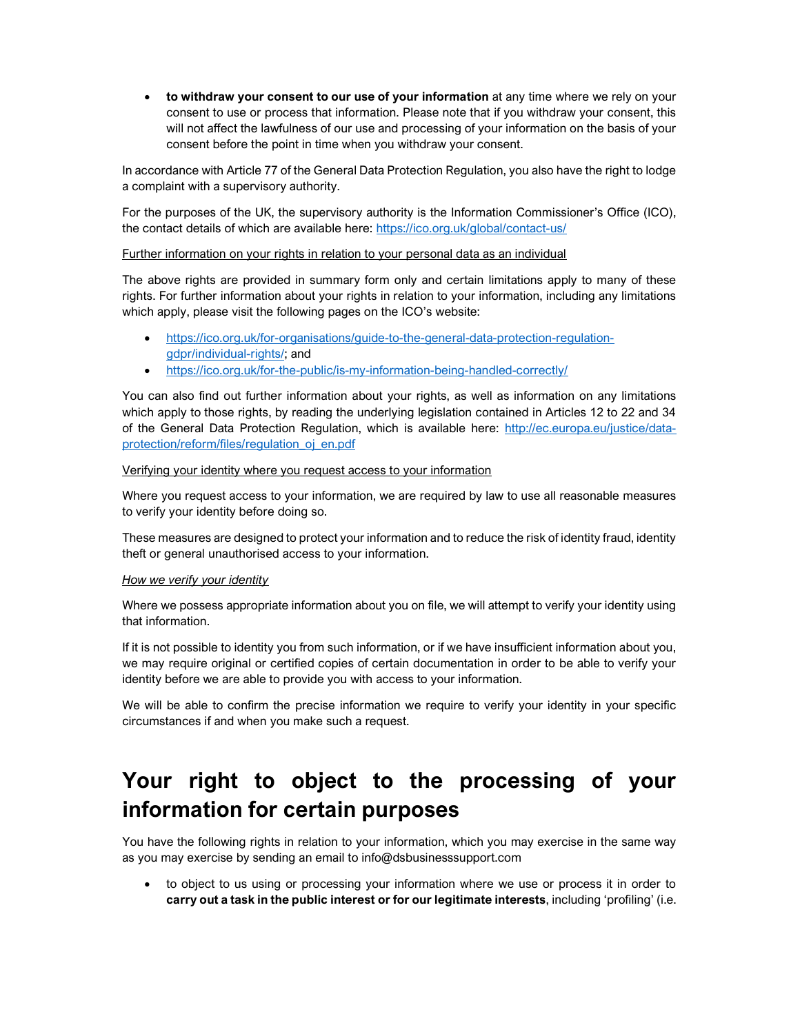- **to withdraw your consent to our use of your information** at any time where we rely on your consent to use or process that information. Please note that if you withdraw your consent, this will not affect the lawfulness of our use and processing of your information on the basis of your consent before the point in time when you withdraw your consent.

In accordance with Article 77 of the General Data Protection Regulation, you also have the right to lodge a complaint with a supervisory authority.

For the purposes of the UK, the supervisory authority is the Information Commissioner's Office (ICO), the contact details of which are available here: [https://ico.org.uk/global/contact-us/](https://ico.org.uk/global/contact-us/)

Further information on your rights in relation to your personal data as an individual

The above rights are provided in summary form only and certain limitations apply to many of these rights. For further information about your rights in relation to your information, including any limitations which apply, please visit the following pages on the ICO's website:

- [https://ico.org.uk/for-organisations/guide-to-the-general-data-protection-regulation-gdpr/individual-rights/](https://ico.org.uk/for-organisations/guide-to-the-general-data-protection-regulation-gdpr/individual-rights/); and
- [https://ico.org.uk/for-the-public/is-my-information-being-handled-correctly/](https://ico.org.uk/for-the-public/is-my-information-being-handled-correctly/)

You can also find out further information about your rights, as well as information on any limitations which apply to those rights, by reading the underlying legislation contained in Articles 12 to 22 and 34 of the General Data Protection Regulation, which is available here: [http://ec.europa.eu/justice/data-protection/reform/files/regulation_oj_en.pdf](http://ec.europa.eu/justice/data-protection/reform/files/regulation_oj_en.pdf)

Verifying your identity where you request access to your information

Where you request access to your information, we are required by law to use all reasonable measures to verify your identity before doing so.

These measures are designed to protect your information and to reduce the risk of identity fraud, identity theft or general unauthorised access to your information.

*How we verify your identity*

Where we possess appropriate information about you on file, we will attempt to verify your identity using that information.

If it is not possible to identity you from such information, or if we have insufficient information about you, we may require original or certified copies of certain documentation in order to be able to verify your identity before we are able to provide you with access to your information.

We will be able to confirm the precise information we require to verify your identity in your specific circumstances if and when you make such a request.

# Your right to object to the processing of your information for certain purposes

You have the following rights in relation to your information, which you may exercise in the same way as you may exercise by sending an email to info@dsbusinesssupport.com

- to object to us using or processing your information where we use or process it in order to **carry out a task in the public interest or for our legitimate interests**, including 'profiling' (i.e.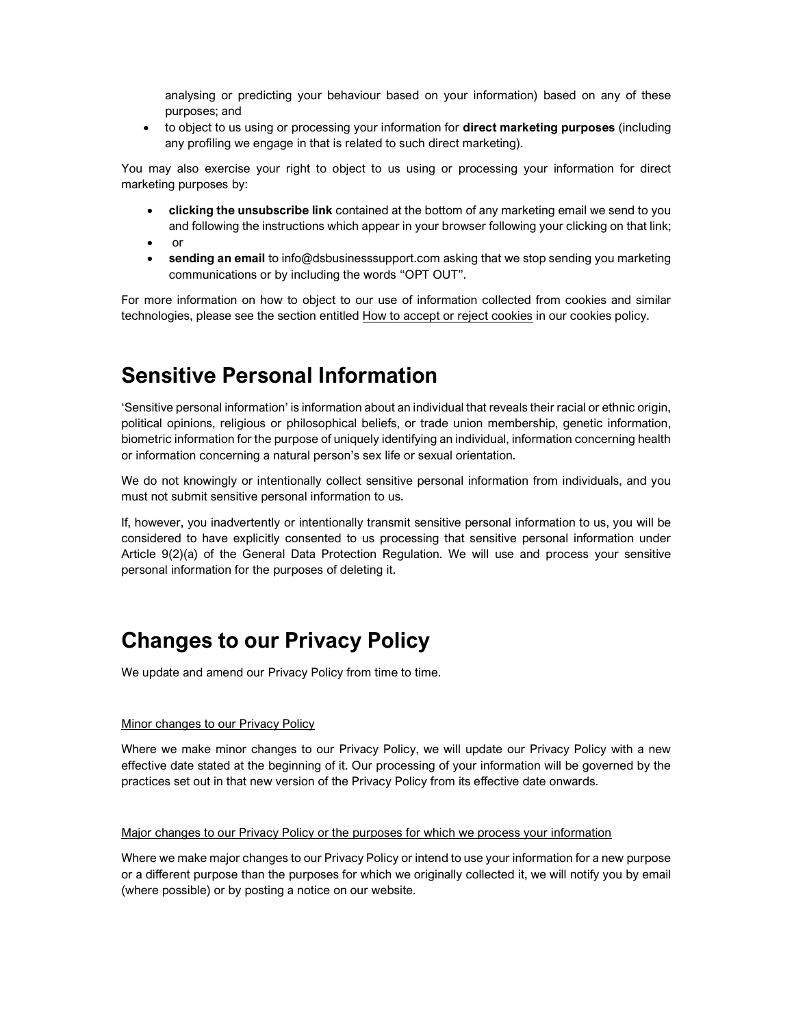analysing or predicting your behaviour based on your information) based on any of these purposes; and

- to object to us using or processing your information for **direct marketing purposes** (including any profiling we engage in that is related to such direct marketing).

You may also exercise your right to object to us using or processing your information for direct marketing purposes by:

- **clicking the unsubscribe link** contained at the bottom of any marketing email we send to you and following the instructions which appear in your browser following your clicking on that link;
- or
- **sending an email** to info@dsbusinesssupport.com asking that we stop sending you marketing communications or by including the words "OPT OUT".

For more information on how to object to our use of information collected from cookies and similar technologies, please see the section entitled How to accept or reject cookies in our cookies policy.

# Sensitive Personal Information

'Sensitive personal information' is information about an individual that reveals their racial or ethnic origin, political opinions, religious or philosophical beliefs, or trade union membership, genetic information, biometric information for the purpose of uniquely identifying an individual, information concerning health or information concerning a natural person's sex life or sexual orientation.

We do not knowingly or intentionally collect sensitive personal information from individuals, and you must not submit sensitive personal information to us.

If, however, you inadvertently or intentionally transmit sensitive personal information to us, you will be considered to have explicitly consented to us processing that sensitive personal information under Article 9(2)(a) of the General Data Protection Regulation. We will use and process your sensitive personal information for the purposes of deleting it.

# Changes to our Privacy Policy

We update and amend our Privacy Policy from time to time.

Minor changes to our Privacy Policy

Where we make minor changes to our Privacy Policy, we will update our Privacy Policy with a new effective date stated at the beginning of it. Our processing of your information will be governed by the practices set out in that new version of the Privacy Policy from its effective date onwards.

Major changes to our Privacy Policy or the purposes for which we process your information

Where we make major changes to our Privacy Policy or intend to use your information for a new purpose or a different purpose than the purposes for which we originally collected it, we will notify you by email (where possible) or by posting a notice on our website.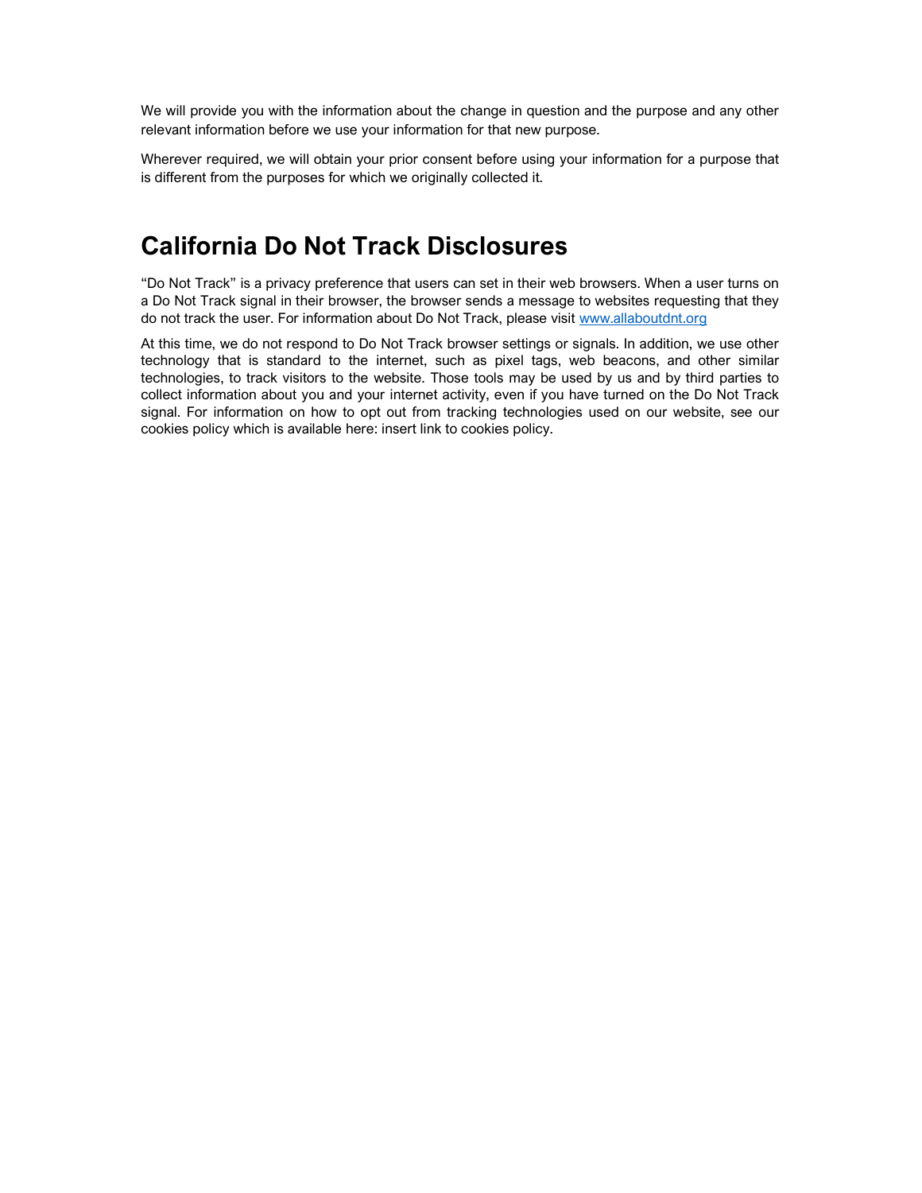We will provide you with the information about the change in question and the purpose and any other relevant information before we use your information for that new purpose.

Wherever required, we will obtain your prior consent before using your information for a purpose that is different from the purposes for which we originally collected it.

# California Do Not Track Disclosures

"Do Not Track" is a privacy preference that users can set in their web browsers. When a user turns on a Do Not Track signal in their browser, the browser sends a message to websites requesting that they do not track the user. For information about Do Not Track, please visit [www.allaboutdnt.org](http://www.allaboutdnt.org)

At this time, we do not respond to Do Not Track browser settings or signals. In addition, we use other technology that is standard to the internet, such as pixel tags, web beacons, and other similar technologies, to track visitors to the website. Those tools may be used by us and by third parties to collect information about you and your internet activity, even if you have turned on the Do Not Track signal. For information on how to opt out from tracking technologies used on our website, see our cookies policy which is available here: insert link to cookies policy.